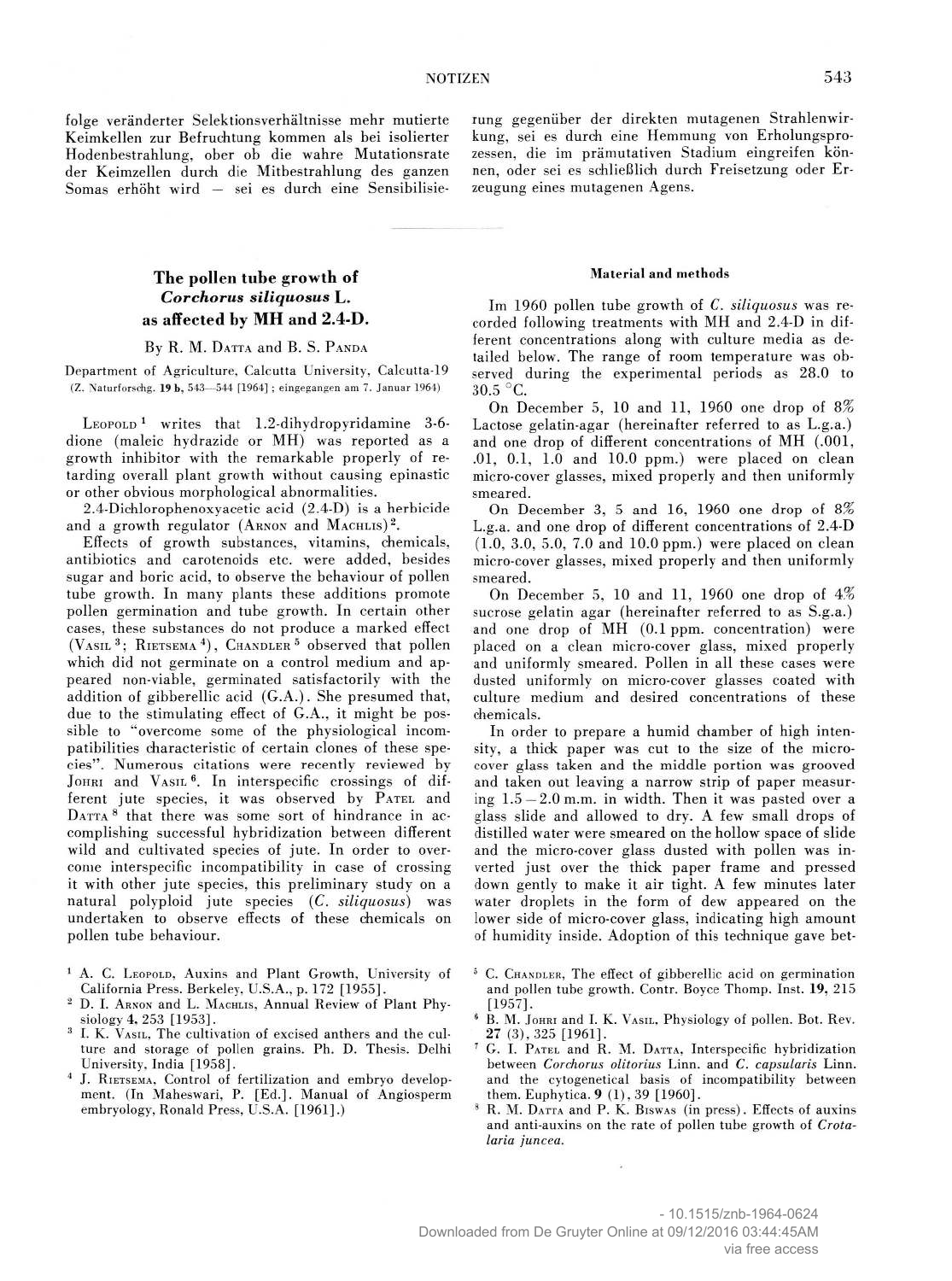folge veränderter Selektionsverhältnisse mehr mutierte Keimkellen zur Befruchtung kommen als bei isolierter Hodenbestrahlung, ober ob die wahre Mutationsrate der Keimzellen durch die Mitbestrahlung des ganzen Somas erhöht wird — sei es durch eine Sensibilisierung gegenüber der direkten mutagenen Strahlenwirkung, sei es durch eine Hemmung von Erholungsprozessen, die im prämutativen Stadium eingreifen können, oder sei es schließlich durch Freisetzung oder Erzeugung eines mutagenen Agens.

## The pollen tube growth of *Corchorus siliquosus* L. as affected by MH and 2.4-D.

By R. M. Datta and B. S. Panda

Department of Agriculture, Calcutta University, Calcutta-19

(Z. Naturforschg. **19 b**, 543—544 [1964]; eingegangen am 7. Januar 1964)

Leopold[1] writes that 1.2-dihydropyridamine 3-6-dione (maleic hydrazide or MH) was reported as a growth inhibitor with the remarkable properly of retarding overall plant growth without causing epinastic or other obvious morphological abnormalities.

2.4-Dichlorophenoxyacetic acid (2.4-D) is a herbicide and a growth regulator (Arnon and Machlis)[2].

Effects of growth substances, vitamins, chemicals, antibiotics and carotenoids etc. were added, besides sugar and boric acid, to observe the behaviour of pollen tube growth. In many plants these additions promote pollen germination and tube growth. In certain other cases, these substances do not produce a marked effect (Vasil[3]; Rietsema[4]), Chandler[5] observed that pollen which did not germinate on a control medium and appeared non-viable, germinated satisfactorily with the addition of gibberellic acid (G.A.). She presumed that, due to the stimulating effect of G.A., it might be possible to "overcome some of the physiological incompatibilities characteristic of certain clones of these species". Numerous citations were recently reviewed by Johri and Vasil[6]. In interspecific crossings of different jute species, it was observed by Patel and Datta[8] that there was some sort of hindrance in accomplishing successful hybridization between different wild and cultivated species of jute. In order to overcome interspecific incompatibility in case of crossing it with other jute species, this preliminary study on a natural polyploid jute species (*C. siliquosus*) was undertaken to observe effects of these chemicals on pollen tube behaviour.

### Material and methods

Im 1960 pollen tube growth of *C. siliquosus* was recorded following treatments with MH and 2.4-D in different concentrations along with culture media as detailed below. The range of room temperature was observed during the experimental periods as 28.0 to 30.5 °C.

On December 5, 10 and 11, 1960 one drop of 8% Lactose gelatin-agar (hereinafter referred to as L.g.a.) and one drop of different concentrations of MH (.001, .01, 0.1, 1.0 and 10.0 ppm.) were placed on clean micro-cover glasses, mixed properly and then uniformly smeared.

On December 3, 5 and 16, 1960 one drop of 8% L.g.a. and one drop of different concentrations of 2.4-D (1.0, 3.0, 5.0, 7.0 and 10.0 ppm.) were placed on clean micro-cover glasses, mixed properly and then uniformly smeared.

On December 5, 10 and 11, 1960 one drop of 4% sucrose gelatin agar (hereinafter referred to as S.g.a.) and one drop of MH (0.1 ppm. concentration) were placed on a clean micro-cover glass, mixed properly and uniformly smeared. Pollen in all these cases were dusted uniformly on micro-cover glasses coated with culture medium and desired concentrations of these chemicals.

In order to prepare a humid chamber of high intensity, a thick paper was cut to the size of the micro-cover glass taken and the middle portion was grooved and taken out leaving a narrow strip of paper measuring 1.5 – 2.0 m.m. in width. Then it was pasted over a glass slide and allowed to dry. A few small drops of distilled water were smeared on the hollow space of slide and the micro-cover glass dusted with pollen was inverted just over the thick paper frame and pressed down gently to make it air tight. A few minutes later water droplets in the form of dew appeared on the lower side of micro-cover glass, indicating high amount of humidity inside. Adoption of this technique gave bet-

---

[1] A. C. Leopold, Auxins and Plant Growth, University of California Press. Berkeley, U.S.A., p. 172 [1955].

[2] D. I. Arnon and L. Machlis, Annual Review of Plant Physiology **4**, 253 [1953].

[3] I. K. Vasil, The cultivation of excised anthers and the culture and storage of pollen grains. Ph. D. Thesis. Delhi University, India [1958].

[4] J. Rietsema, Control of fertilization and embryo development. (In Maheswari, P. [Ed.]. Manual of Angiosperm embryology, Ronald Press, U.S.A. [1961].)

[5] C. Chandler, The effect of gibberellic acid on germination and pollen tube growth. Contr. Boyce Thomp. Inst. **19**, 215 [1957].

[6] B. M. Johri and I. K. Vasil, Physiology of pollen. Bot. Rev. **27** (3), 325 [1961].

[7] G. I. Patel and R. M. Datta, Interspecific hybridization between *Corchorus olitorius* Linn. and *C. capsularis* Linn. and the cytogenetical basis of incompatibility between them. Euphytica. **9** (1), 39 [1960].

[8] R. M. Datta and P. K. Biswas (in press). Effects of auxins and anti-auxins on the rate of pollen tube growth of *Crotalaria juncea*.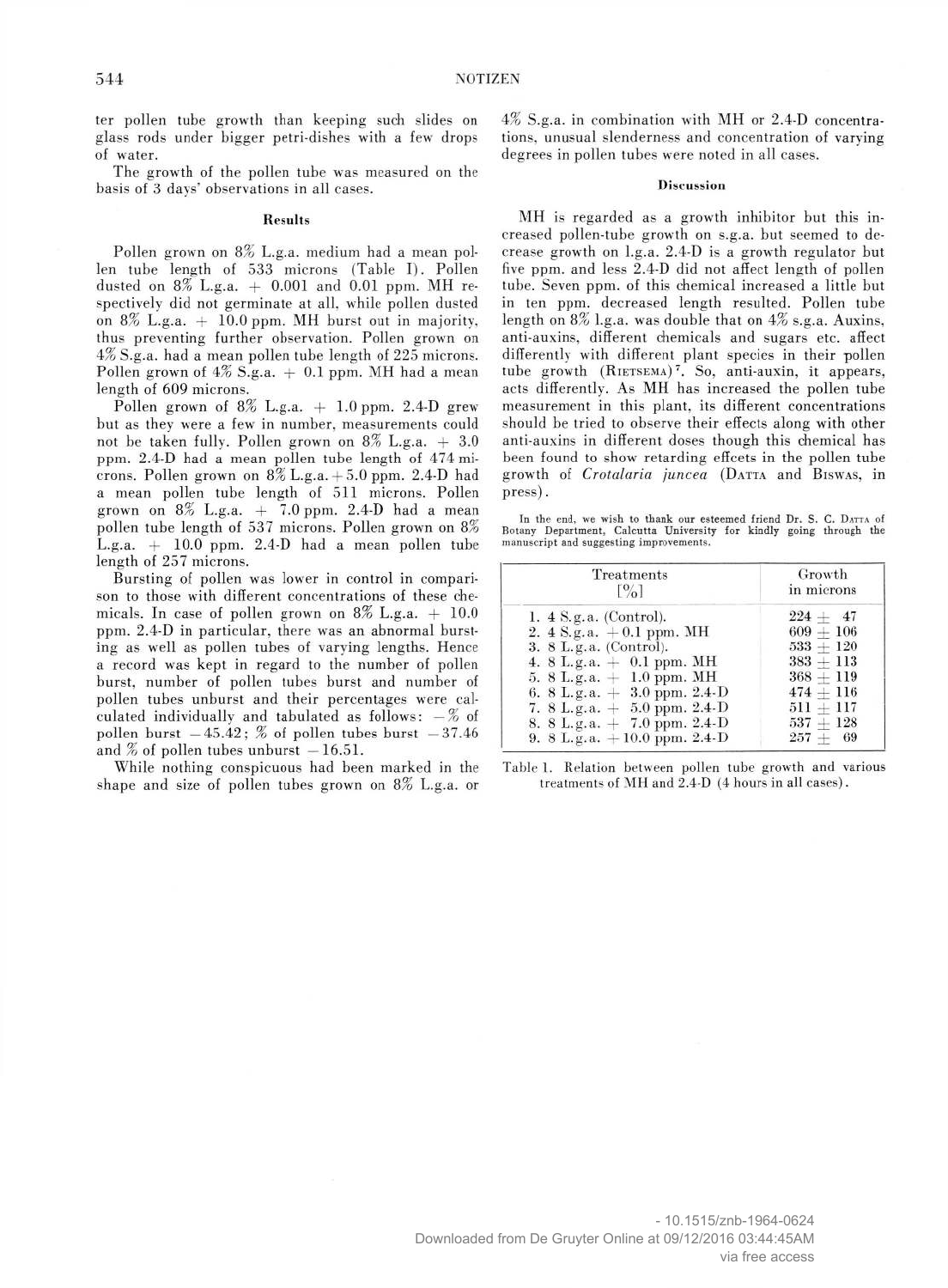ter pollen tube growth than keeping such slides on glass rods under bigger petri-dishes with a few drops of water.

The growth of the pollen tube was measured on the basis of 3 days' observations in all cases.

### Results

Pollen grown on 8% L.g.a. medium had a mean pollen tube length of 533 microns (Table I). Pollen dusted on 8% L.g.a. + 0.001 and 0.01 ppm. MH respectively did not germinate at all, while pollen dusted on 8% L.g.a. + 10.0 ppm. MH burst out in majority, thus preventing further observation. Pollen grown on 4% S.g.a. had a mean pollen tube length of 225 microns. Pollen grown of 4% S.g.a. + 0.1 ppm. MH had a mean length of 609 microns.

Pollen grown of 8% L.g.a. + 1.0 ppm. 2.4-D grew but as they were a few in number, measurements could not be taken fully. Pollen grown on 8% L.g.a. + 3.0 ppm. 2.4-D had a mean pollen tube length of 474 microns. Pollen grown on 8% L.g.a. + 5.0 ppm. 2.4-D had a mean pollen tube length of 511 microns. Pollen grown on 8% L.g.a. + 7.0 ppm. 2.4-D had a mean pollen tube length of 537 microns. Pollen grown on 8% L.g.a. + 10.0 ppm. 2.4-D had a mean pollen tube length of 257 microns.

Bursting of pollen was lower in control in comparison to those with different concentrations of these chemicals. In case of pollen grown on 8% L.g.a. + 10.0 ppm. 2.4-D in particular, there was an abnormal bursting as well as pollen tubes of varying lengths. Hence a record was kept in regard to the number of pollen burst, number of pollen tubes burst and number of pollen tubes unburst and their percentages were calculated individually and tabulated as follows: —% of pollen burst —45.42; % of pollen tubes burst —37.46 and % of pollen tubes unburst —16.51.

While nothing conspicuous had been marked in the shape and size of pollen tubes grown on 8% L.g.a. or 4% S.g.a. in combination with MH or 2.4-D concentrations, unusual slenderness and concentration of varying degrees in pollen tubes were noted in all cases.

### Discussion

MH is regarded as a growth inhibitor but this increased pollen-tube growth on s.g.a. but seemed to decrease growth on l.g.a. 2.4-D is a growth regulator but five ppm. and less 2.4-D did not affect length of pollen tube. Seven ppm. of this chemical increased a little but in ten ppm. decreased length resulted. Pollen tube length on 8% l.g.a. was double that on 4% s.g.a. Auxins, anti-auxins, different chemicals and sugars etc. affect differently with different plant species in their pollen tube growth (RIETSEMA)[7]. So, anti-auxin, it appears, acts differently. As MH has increased the pollen tube measurement in this plant, its different concentrations should be tried to observe their effects along with other anti-auxins in different doses though this chemical has been found to show retarding effcets in the pollen tube growth of *Crotalaria juncea* (DATTA and BISWAS, in press).

In the end, we wish to thank our esteemed friend Dr. S. C. DATTA of Botany Department, Calcutta University for kindly going through the manuscript and suggesting improvements.

| Treatments [%] | Growth in microns |
|---|---|
| 1. 4 S.g.a. (Control). | 224 ± 47 |
| 2. 4 S.g.a. + 0.1 ppm. MH | 609 ± 106 |
| 3. 8 L.g.a. (Control). | 533 ± 120 |
| 4. 8 L.g.a. + 0.1 ppm. MH | 383 ± 113 |
| 5. 8 L.g.a. + 1.0 ppm. MH | 368 ± 119 |
| 6. 8 L.g.a. + 3.0 ppm. 2.4-D | 474 ± 116 |
| 7. 8 L.g.a. + 5.0 ppm. 2.4-D | 511 ± 117 |
| 8. 8 L.g.a. + 7.0 ppm. 2.4-D | 537 ± 128 |
| 9. 8 L.g.a. + 10.0 ppm. 2.4-D | 257 ± 69 |

Table 1. Relation between pollen tube growth and various treatments of MH and 2.4-D (4 hours in all cases).